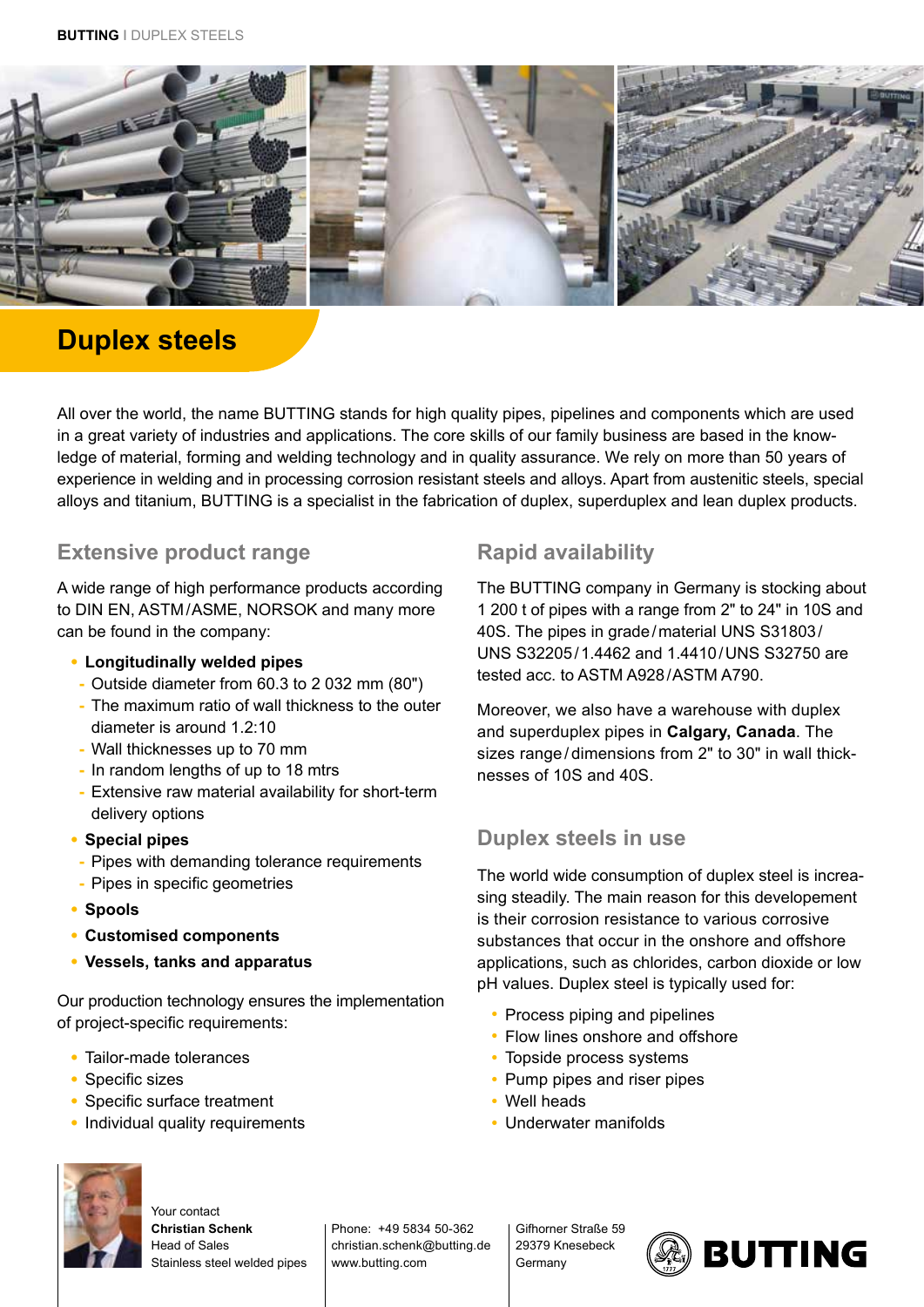# Duplex steels

All over the world, the name BUTTING stands for high quality pipes, pipelines and components which are used in a great variety of industries and applications. The core skills of our family business are based in the knowledge of material, forming and welding technology and in quality assurance. We rely on more than 50 years of experience in welding and in processing corrosion resistant steels and alloys. Apart from austenitic steels, special alloys and titanium, BUTTING is a specialist in the fabrication of duplex, superduplex and lean duplex products.

## Extensive product range

A wide range of high performance products according to DIN EN, ASTM/ASME, NORSOK and many more can be found in the company:

- **Longitudinally welded pipes**
  - Outside diameter from 60.3 to 2 032 mm (80")
  - The maximum ratio of wall thickness to the outer diameter is around 1.2:10
  - Wall thicknesses up to 70 mm
  - In random lengths of up to 18 mtrs
  - Extensive raw material availability for short-term delivery options
- **Special pipes**
  - Pipes with demanding tolerance requirements
  - Pipes in specific geometries
- **Spools**
- **Customised components**
- **Vessels, tanks and apparatus**

Our production technology ensures the implementation of project-specific requirements:

- Tailor-made tolerances
- Specific sizes
- Specific surface treatment
- Individual quality requirements

## Rapid availability

The BUTTING company in Germany is stocking about 1 200 t of pipes with a range from 2" to 24" in 10S and 40S. The pipes in grade/material UNS S31803/ UNS S32205/1.4462 and 1.4410/UNS S32750 are tested acc. to ASTM A928/ASTM A790.

Moreover, we also have a warehouse with duplex and superduplex pipes in **Calgary, Canada**. The sizes range/dimensions from 2" to 30" in wall thicknesses of 10S and 40S.

## Duplex steels in use

The world wide consumption of duplex steel is increasing steadily. The main reason for this developement is their corrosion resistance to various corrosive substances that occur in the onshore and offshore applications, such as chlorides, carbon dioxide or low pH values. Duplex steel is typically used for:

- Process piping and pipelines
- Flow lines onshore and offshore
- Topside process systems
- Pump pipes and riser pipes
- Well heads
- Underwater manifolds

Your contact
**Christian Schenk**
Head of Sales
Stainless steel welded pipes

Phone: +49 5834 50-362
christian.schenk@butting.de
www.butting.com

Gifhorner Straße 59
29379 Knesebeck
Germany

BUTTING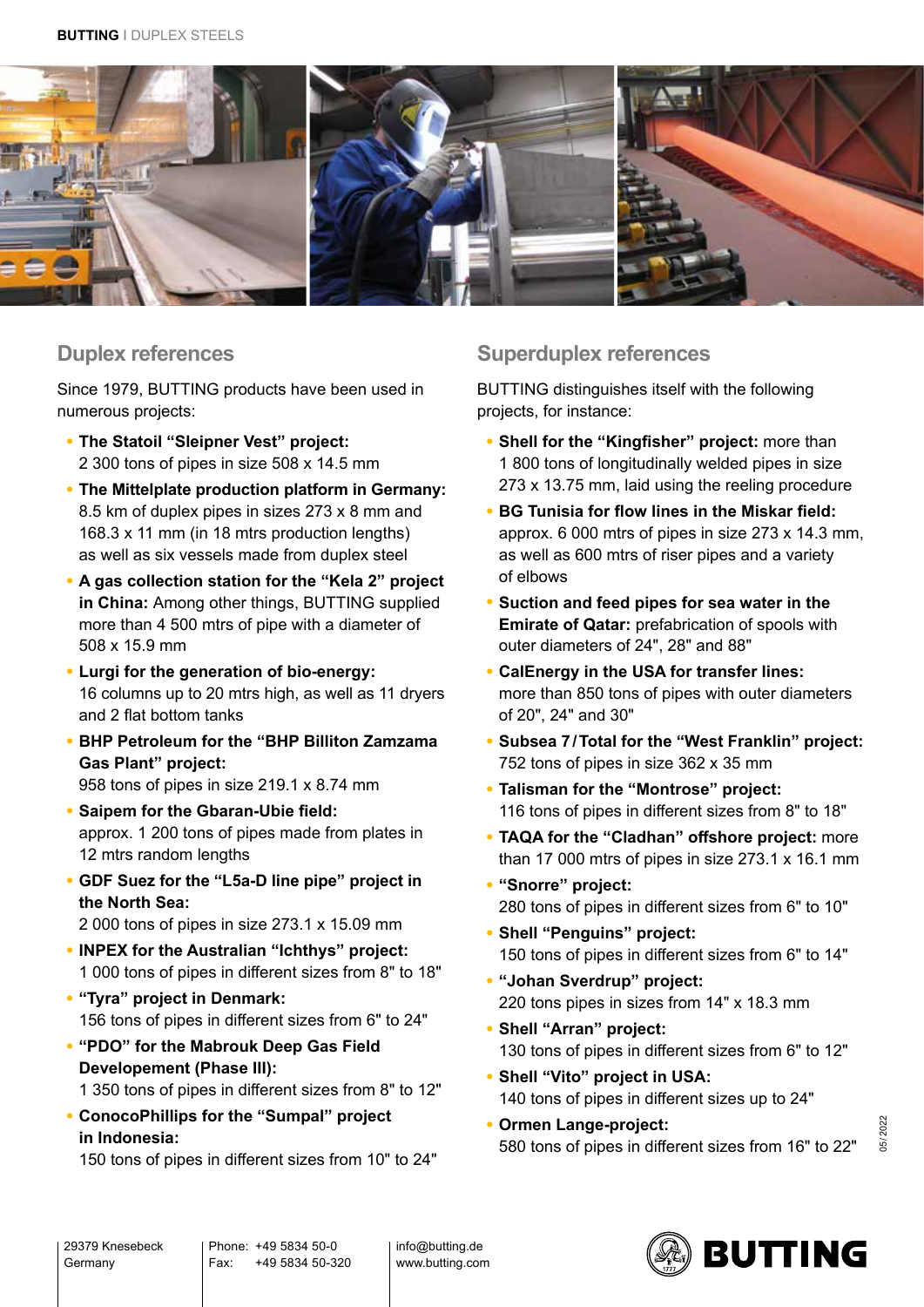## Duplex references

Since 1979, BUTTING products have been used in numerous projects:

- **The Statoil "Sleipner Vest" project:** 2 300 tons of pipes in size 508 x 14.5 mm
- **The Mittelplate production platform in Germany:** 8.5 km of duplex pipes in sizes 273 x 8 mm and 168.3 x 11 mm (in 18 mtrs production lengths) as well as six vessels made from duplex steel
- **A gas collection station for the "Kela 2" project in China:** Among other things, BUTTING supplied more than 4 500 mtrs of pipe with a diameter of 508 x 15.9 mm
- **Lurgi for the generation of bio-energy:** 16 columns up to 20 mtrs high, as well as 11 dryers and 2 flat bottom tanks
- **BHP Petroleum for the "BHP Billiton Zamzama Gas Plant" project:** 958 tons of pipes in size 219.1 x 8.74 mm
- **Saipem for the Gbaran-Ubie field:** approx. 1 200 tons of pipes made from plates in 12 mtrs random lengths
- **GDF Suez for the "L5a-D line pipe" project in the North Sea:** 2 000 tons of pipes in size 273.1 x 15.09 mm
- **INPEX for the Australian "Ichthys" project:** 1 000 tons of pipes in different sizes from 8" to 18"
- **"Tyra" project in Denmark:** 156 tons of pipes in different sizes from 6" to 24"
- **"PDO" for the Mabrouk Deep Gas Field Developement (Phase III):** 1 350 tons of pipes in different sizes from 8" to 12"
- **ConocoPhillips for the "Sumpal" project in Indonesia:** 150 tons of pipes in different sizes from 10" to 24"

## Superduplex references

BUTTING distinguishes itself with the following projects, for instance:

- **Shell for the "Kingfisher" project:** more than 1 800 tons of longitudinally welded pipes in size 273 x 13.75 mm, laid using the reeling procedure
- **BG Tunisia for flow lines in the Miskar field:** approx. 6 000 mtrs of pipes in size 273 x 14.3 mm, as well as 600 mtrs of riser pipes and a variety of elbows
- **Suction and feed pipes for sea water in the Emirate of Qatar:** prefabrication of spools with outer diameters of 24", 28" and 88"
- **CalEnergy in the USA for transfer lines:** more than 850 tons of pipes with outer diameters of 20", 24" and 30"
- **Subsea 7 / Total for the "West Franklin" project:** 752 tons of pipes in size 362 x 35 mm
- **Talisman for the "Montrose" project:** 116 tons of pipes in different sizes from 8" to 18"
- **TAQA for the "Cladhan" offshore project:** more than 17 000 mtrs of pipes in size 273.1 x 16.1 mm
- **"Snorre" project:** 280 tons of pipes in different sizes from 6" to 10"
- **Shell "Penguins" project:** 150 tons of pipes in different sizes from 6" to 14"
- **"Johan Sverdrup" project:** 220 tons pipes in sizes from 14" x 18.3 mm
- **Shell "Arran" project:** 130 tons of pipes in different sizes from 6" to 12"
- **Shell "Vito" project in USA:** 140 tons of pipes in different sizes up to 24"
- **Ormen Lange-project:** 580 tons of pipes in different sizes from 16" to 22"

05/2022

29379 Knesebeck
Germany

Phone: +49 5834 50-0
Fax: +49 5834 50-320

info@butting.de
www.butting.com

BUTTING